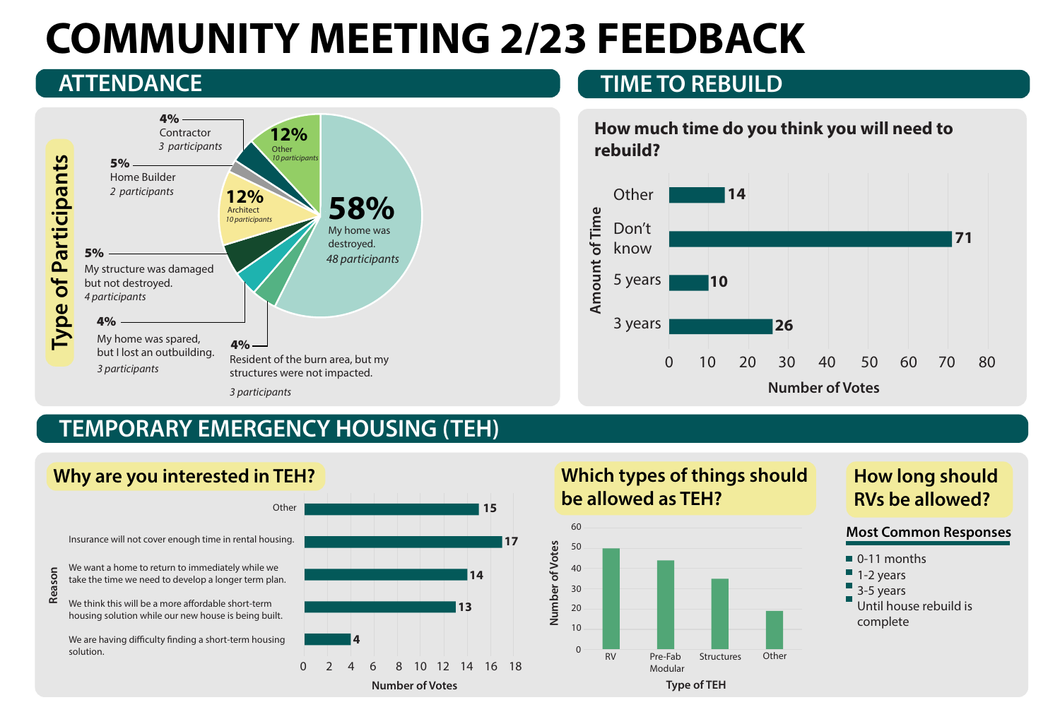# COMMUNITY MEETING 2/23 FEEDBACK

## ATTENDANCE

### Type of Participants

| Type | Percent | Participants |
|---|---|---|
| My home was destroyed. | 58% | 48 participants |
| Other | 12% | 10 participants |
| Architect | 12% | 10 participants |
| Contractor | 4% | 3 participants |
| Home Builder | 5% | 2 participants |
| My structure was damaged but not destroyed. | 5% | 4 participants |
| My home was spared, but I lost an outbuilding. | 4% | 3 participants |
| Resident of the burn area, but my structures were not impacted. | 4% | 3 participants |

## TIME TO REBUILD

### How much time do you think you will need to rebuild?

| Amount of Time | Number of Votes |
|---|---|
| Other | 14 |
| Don't know | 71 |
| 5 years | 10 |
| 3 years | 26 |

## TEMPORARY EMERGENCY HOUSING (TEH)

### Why are you interested in TEH?

| Reason | Number of Votes |
|---|---|
| Other | 15 |
| Insurance will not cover enough time in rental housing. | 17 |
| We want a home to return to immediately while we take the time we need to develop a longer term plan. | 14 |
| We think this will be a more affordable short-term housing solution while our new house is being built. | 13 |
| We are having difficulty finding a short-term housing solution. | 4 |

### Which types of things should be allowed as TEH?

| Type of TEH | Number of Votes (approx.) |
|---|---|
| RV | 50 |
| Pre-Fab Modular | 44 |
| Structures | 35 |
| Other | 19 |

### How long should RVs be allowed?

**Most Common Responses**

- 0-11 months
- 1-2 years
- 3-5 years
- Until house rebuild is complete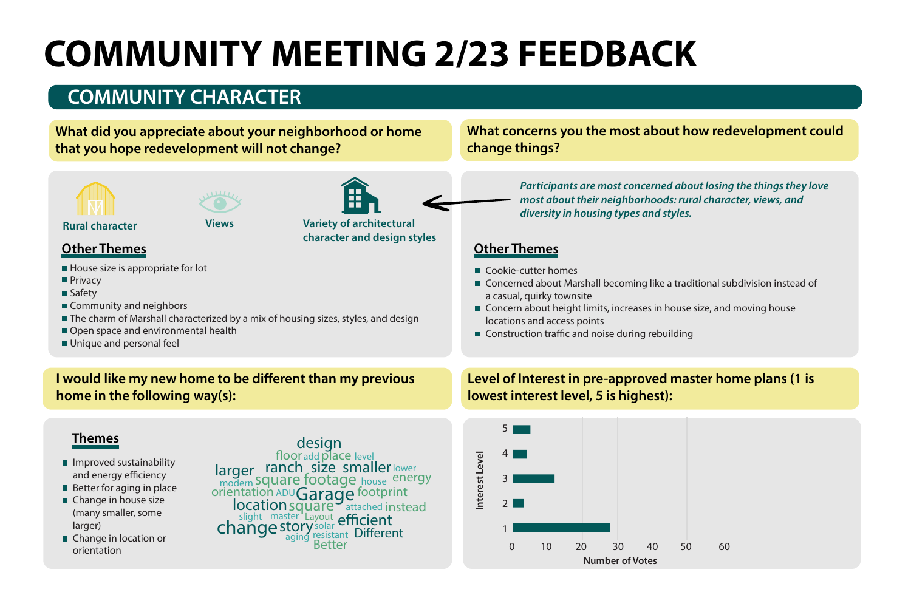# COMMUNITY MEETING 2/23 FEEDBACK

## COMMUNITY CHARACTER

### What did you appreciate about your neighborhood or home that you hope redevelopment will not change?

Rural character

Views

Variety of architectural character and design styles

**Other Themes**

- House size is appropriate for lot
- Privacy
- Safety
- Community and neighbors
- The charm of Marshall characterized by a mix of housing sizes, styles, and design
- Open space and environmental health
- Unique and personal feel

### What concerns you the most about how redevelopment could change things?

*Participants are most concerned about losing the things they love most about their neighborhoods: rural character, views, and diversity in housing types and styles.*

**Other Themes**

- Cookie-cutter homes
- Concerned about Marshall becoming like a traditional subdivision instead of a casual, quirky townsite
- Concern about height limits, increases in house size, and moving house locations and access points
- Construction traffic and noise during rebuilding

### I would like my new home to be different than my previous home in the following way(s):

**Themes**

- Improved sustainability and energy efficiency
- Better for aging in place
- Change in house size (many smaller, some larger)
- Change in location or orientation

design floor add place level larger ranch size smaller lower modern square footage house energy orientation ADU Garage footprint location square attached instead slight master Layout change story solar efficient aging resistant Different Better

### Level of Interest in pre-approved master home plans (1 is lowest interest level, 5 is highest):

| Interest Level | Number of Votes (approx.) |
|---|---|
| 5 | 5 |
| 4 | 4 |
| 3 | 12 |
| 2 | 3 |
| 1 | 28 |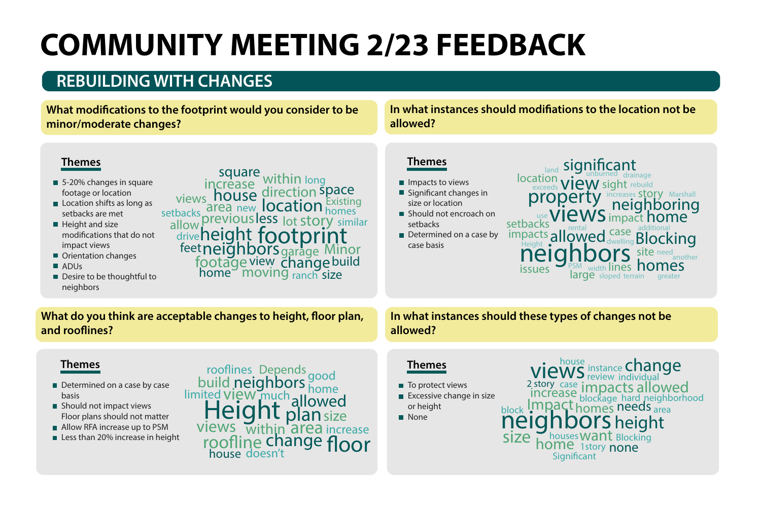# COMMUNITY MEETING 2/23 FEEDBACK

## REBUILDING WITH CHANGES

### What modifications to the footprint would you consider to be minor/moderate changes?

**Themes**

- 5-20% changes in square footage or location
- Location shifts as long as setbacks are met
- Height and size modifications that do not impact views
- Orientation changes
- ADUs
- Desire to be thoughtful to neighbors

square increase within long views house direction space setbacks area new location Existing homes allow previous less lot story similar drive height footprint feet neighbors garage Minor footage view change build home moving ranch size

### In what instances should modifiations to the location not be allowed?

**Themes**

- Impacts to views
- Significant changes in size or location
- Should not encroach on setbacks
- Determined on a case by case basis

land significant unburned drainage location view sight rebuild exceeds property increases story Marshall neighboring use views impact home setbacks rental additional impacts allowed case Blocking Height dwelling neighbors site need another issues PSM width lines homes large sloped terrain greater

### What do you think are acceptable changes to height, floor plan, and rooflines?

**Themes**

- Determined on a case by case basis
- Should not impact views Floor plans should not matter
- Allow RFA increase up to PSM
- Less than 20% increase in height

rooflines Depends build neighbors good limited view much home allowed Height plan size views within area increase roofline change floor house doesn't

### In what instances should these types of changes not be allowed?

**Themes**

- To protect views
- Excessive change in size or height
- None

house views instance change review individual 2 story case increase impacts allowed blockage hard neighborhood block Impact homes needs area neighbors height size houses want Blocking home 1story none Significant